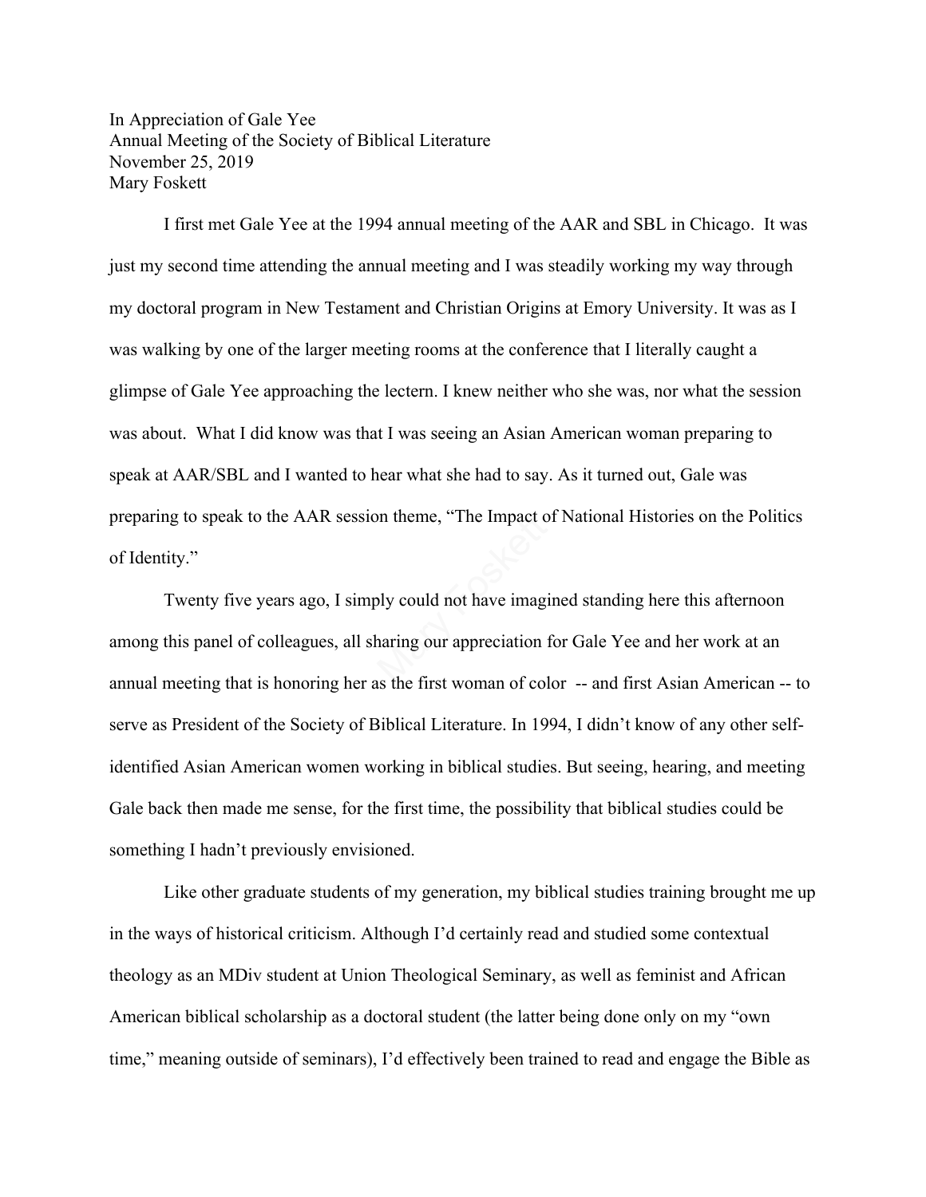In Appreciation of Gale Yee
Annual Meeting of the Society of Biblical Literature
November 25, 2019
Mary Foskett

I first met Gale Yee at the 1994 annual meeting of the AAR and SBL in Chicago. It was just my second time attending the annual meeting and I was steadily working my way through my doctoral program in New Testament and Christian Origins at Emory University. It was as I was walking by one of the larger meeting rooms at the conference that I literally caught a glimpse of Gale Yee approaching the lectern. I knew neither who she was, nor what the session was about. What I did know was that I was seeing an Asian American woman preparing to speak at AAR/SBL and I wanted to hear what she had to say. As it turned out, Gale was preparing to speak to the AAR session theme, "The Impact of National Histories on the Politics of Identity."

Twenty five years ago, I simply could not have imagined standing here this afternoon among this panel of colleagues, all sharing our appreciation for Gale Yee and her work at an annual meeting that is honoring her as the first woman of color -- and first Asian American -- to serve as President of the Society of Biblical Literature. In 1994, I didn't know of any other self-identified Asian American women working in biblical studies. But seeing, hearing, and meeting Gale back then made me sense, for the first time, the possibility that biblical studies could be something I hadn't previously envisioned.

Like other graduate students of my generation, my biblical studies training brought me up in the ways of historical criticism. Although I'd certainly read and studied some contextual theology as an MDiv student at Union Theological Seminary, as well as feminist and African American biblical scholarship as a doctoral student (the latter being done only on my "own time," meaning outside of seminars), I'd effectively been trained to read and engage the Bible as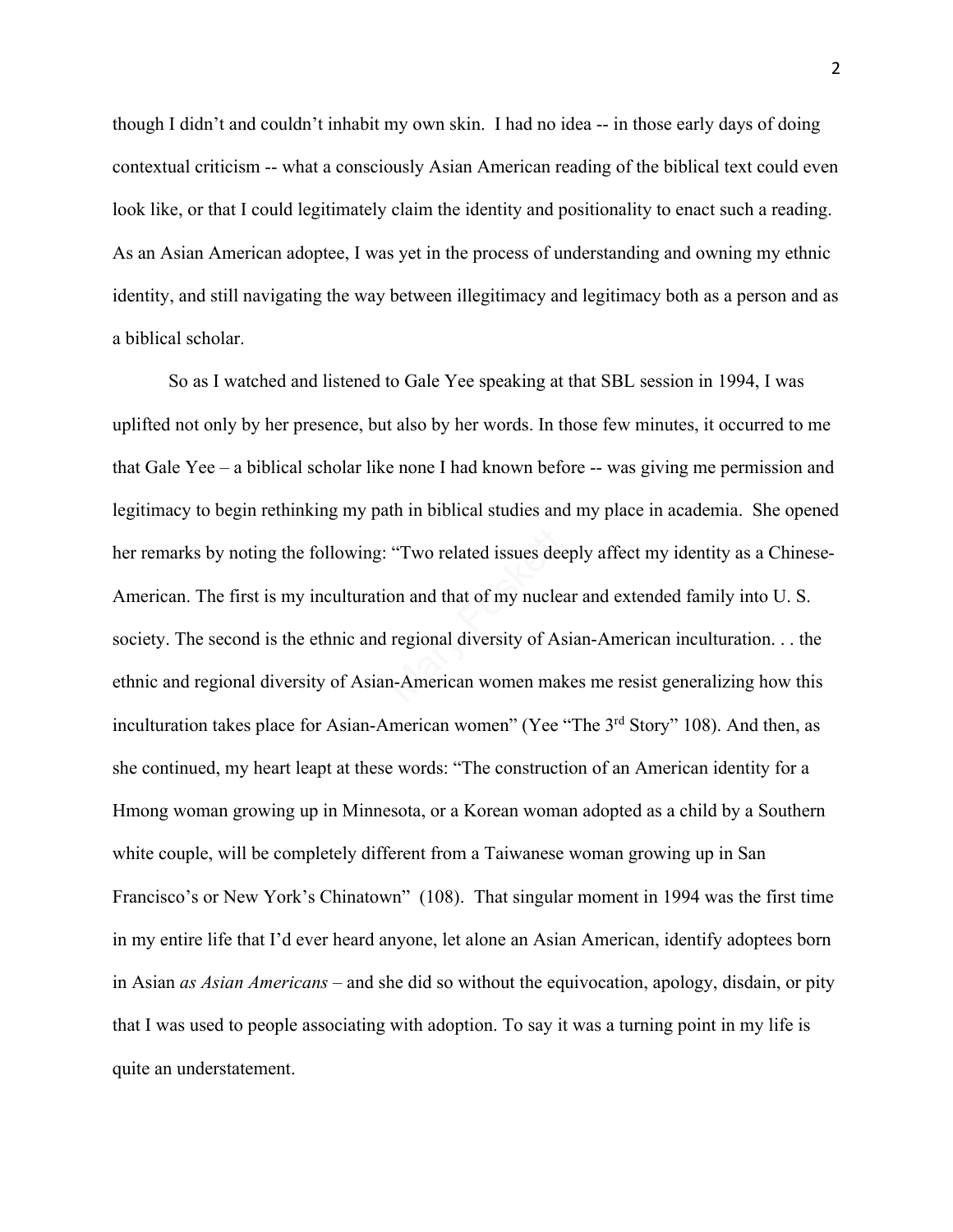though I didn't and couldn't inhabit my own skin. I had no idea -- in those early days of doing contextual criticism -- what a consciously Asian American reading of the biblical text could even look like, or that I could legitimately claim the identity and positionality to enact such a reading. As an Asian American adoptee, I was yet in the process of understanding and owning my ethnic identity, and still navigating the way between illegitimacy and legitimacy both as a person and as a biblical scholar.

So as I watched and listened to Gale Yee speaking at that SBL session in 1994, I was uplifted not only by her presence, but also by her words. In those few minutes, it occurred to me that Gale Yee – a biblical scholar like none I had known before -- was giving me permission and legitimacy to begin rethinking my path in biblical studies and my place in academia. She opened her remarks by noting the following: "Two related issues deeply affect my identity as a Chinese-American. The first is my inculturation and that of my nuclear and extended family into U. S. society. The second is the ethnic and regional diversity of Asian-American inculturation. . . the ethnic and regional diversity of Asian-American women makes me resist generalizing how this inculturation takes place for Asian-American women" (Yee "The 3rd Story" 108). And then, as she continued, my heart leapt at these words: "The construction of an American identity for a Hmong woman growing up in Minnesota, or a Korean woman adopted as a child by a Southern white couple, will be completely different from a Taiwanese woman growing up in San Francisco's or New York's Chinatown" (108). That singular moment in 1994 was the first time in my entire life that I'd ever heard anyone, let alone an Asian American, identify adoptees born in Asian *as Asian Americans* – and she did so without the equivocation, apology, disdain, or pity that I was used to people associating with adoption. To say it was a turning point in my life is quite an understatement.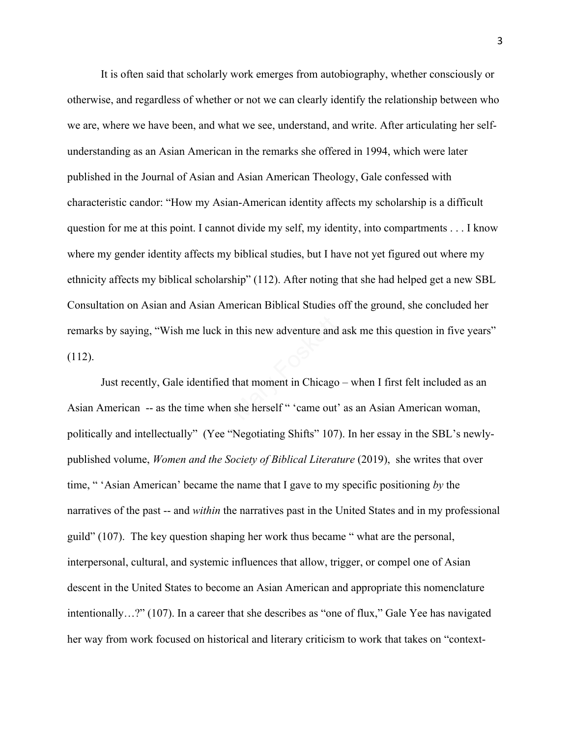It is often said that scholarly work emerges from autobiography, whether consciously or otherwise, and regardless of whether or not we can clearly identify the relationship between who we are, where we have been, and what we see, understand, and write. After articulating her self-understanding as an Asian American in the remarks she offered in 1994, which were later published in the Journal of Asian and Asian American Theology, Gale confessed with characteristic candor: "How my Asian-American identity affects my scholarship is a difficult question for me at this point. I cannot divide my self, my identity, into compartments . . . I know where my gender identity affects my biblical studies, but I have not yet figured out where my ethnicity affects my biblical scholarship" (112). After noting that she had helped get a new SBL Consultation on Asian and Asian American Biblical Studies off the ground, she concluded her remarks by saying, "Wish me luck in this new adventure and ask me this question in five years" (112).

Just recently, Gale identified that moment in Chicago – when I first felt included as an Asian American -- as the time when she herself " 'came out' as an Asian American woman, politically and intellectually" (Yee "Negotiating Shifts" 107). In her essay in the SBL's newly-published volume, *Women and the Society of Biblical Literature* (2019), she writes that over time, " 'Asian American' became the name that I gave to my specific positioning *by* the narratives of the past -- and *within* the narratives past in the United States and in my professional guild" (107). The key question shaping her work thus became " what are the personal, interpersonal, cultural, and systemic influences that allow, trigger, or compel one of Asian descent in the United States to become an Asian American and appropriate this nomenclature intentionally…?" (107). In a career that she describes as "one of flux," Gale Yee has navigated her way from work focused on historical and literary criticism to work that takes on "context-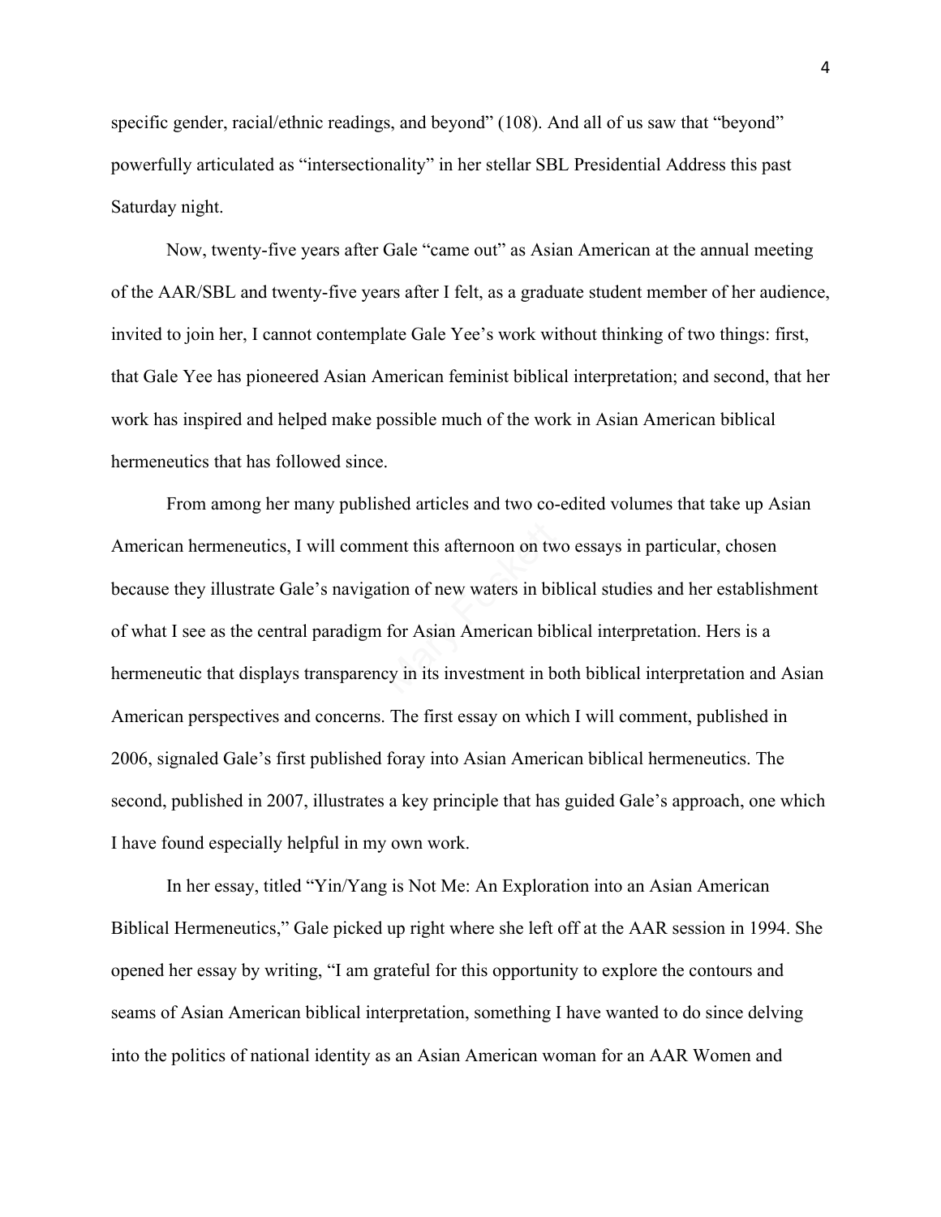specific gender, racial/ethnic readings, and beyond" (108). And all of us saw that "beyond" powerfully articulated as "intersectionality" in her stellar SBL Presidential Address this past Saturday night.

Now, twenty-five years after Gale "came out" as Asian American at the annual meeting of the AAR/SBL and twenty-five years after I felt, as a graduate student member of her audience, invited to join her, I cannot contemplate Gale Yee's work without thinking of two things: first, that Gale Yee has pioneered Asian American feminist biblical interpretation; and second, that her work has inspired and helped make possible much of the work in Asian American biblical hermeneutics that has followed since.

From among her many published articles and two co-edited volumes that take up Asian American hermeneutics, I will comment this afternoon on two essays in particular, chosen because they illustrate Gale's navigation of new waters in biblical studies and her establishment of what I see as the central paradigm for Asian American biblical interpretation. Hers is a hermeneutic that displays transparency in its investment in both biblical interpretation and Asian American perspectives and concerns. The first essay on which I will comment, published in 2006, signaled Gale's first published foray into Asian American biblical hermeneutics. The second, published in 2007, illustrates a key principle that has guided Gale's approach, one which I have found especially helpful in my own work.

In her essay, titled "Yin/Yang is Not Me: An Exploration into an Asian American Biblical Hermeneutics," Gale picked up right where she left off at the AAR session in 1994. She opened her essay by writing, "I am grateful for this opportunity to explore the contours and seams of Asian American biblical interpretation, something I have wanted to do since delving into the politics of national identity as an Asian American woman for an AAR Women and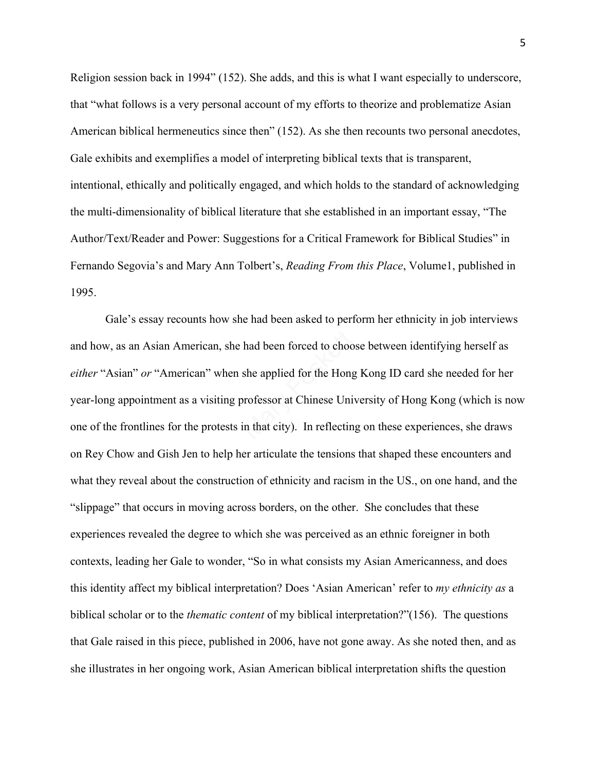Religion session back in 1994" (152). She adds, and this is what I want especially to underscore, that "what follows is a very personal account of my efforts to theorize and problematize Asian American biblical hermeneutics since then" (152). As she then recounts two personal anecdotes, Gale exhibits and exemplifies a model of interpreting biblical texts that is transparent, intentional, ethically and politically engaged, and which holds to the standard of acknowledging the multi-dimensionality of biblical literature that she established in an important essay, "The Author/Text/Reader and Power: Suggestions for a Critical Framework for Biblical Studies" in Fernando Segovia's and Mary Ann Tolbert's, *Reading From this Place*, Volume1, published in 1995.

Gale's essay recounts how she had been asked to perform her ethnicity in job interviews and how, as an Asian American, she had been forced to choose between identifying herself as *either* "Asian" *or* "American" when she applied for the Hong Kong ID card she needed for her year-long appointment as a visiting professor at Chinese University of Hong Kong (which is now one of the frontlines for the protests in that city). In reflecting on these experiences, she draws on Rey Chow and Gish Jen to help her articulate the tensions that shaped these encounters and what they reveal about the construction of ethnicity and racism in the US., on one hand, and the "slippage" that occurs in moving across borders, on the other. She concludes that these experiences revealed the degree to which she was perceived as an ethnic foreigner in both contexts, leading her Gale to wonder, "So in what consists my Asian Americanness, and does this identity affect my biblical interpretation? Does 'Asian American' refer to *my ethnicity as* a biblical scholar or to the *thematic content* of my biblical interpretation?"(156). The questions that Gale raised in this piece, published in 2006, have not gone away. As she noted then, and as she illustrates in her ongoing work, Asian American biblical interpretation shifts the question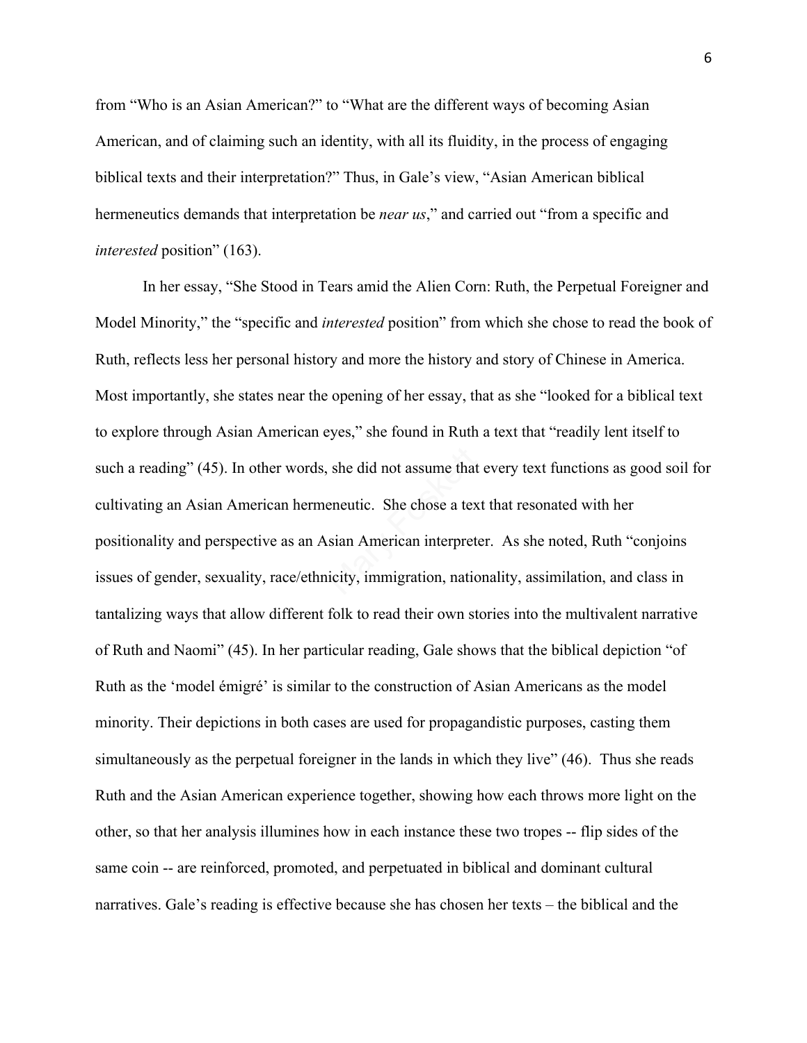from "Who is an Asian American?" to "What are the different ways of becoming Asian American, and of claiming such an identity, with all its fluidity, in the process of engaging biblical texts and their interpretation?" Thus, in Gale's view, "Asian American biblical hermeneutics demands that interpretation be *near us*," and carried out "from a specific and *interested* position" (163).

In her essay, "She Stood in Tears amid the Alien Corn: Ruth, the Perpetual Foreigner and Model Minority," the "specific and *interested* position" from which she chose to read the book of Ruth, reflects less her personal history and more the history and story of Chinese in America. Most importantly, she states near the opening of her essay, that as she "looked for a biblical text to explore through Asian American eyes," she found in Ruth a text that "readily lent itself to such a reading" (45). In other words, she did not assume that every text functions as good soil for cultivating an Asian American hermeneutic. She chose a text that resonated with her positionality and perspective as an Asian American interpreter. As she noted, Ruth "conjoins issues of gender, sexuality, race/ethnicity, immigration, nationality, assimilation, and class in tantalizing ways that allow different folk to read their own stories into the multivalent narrative of Ruth and Naomi" (45). In her particular reading, Gale shows that the biblical depiction "of Ruth as the 'model émigré' is similar to the construction of Asian Americans as the model minority. Their depictions in both cases are used for propagandistic purposes, casting them simultaneously as the perpetual foreigner in the lands in which they live" (46). Thus she reads Ruth and the Asian American experience together, showing how each throws more light on the other, so that her analysis illumines how in each instance these two tropes -- flip sides of the same coin -- are reinforced, promoted, and perpetuated in biblical and dominant cultural narratives. Gale's reading is effective because she has chosen her texts – the biblical and the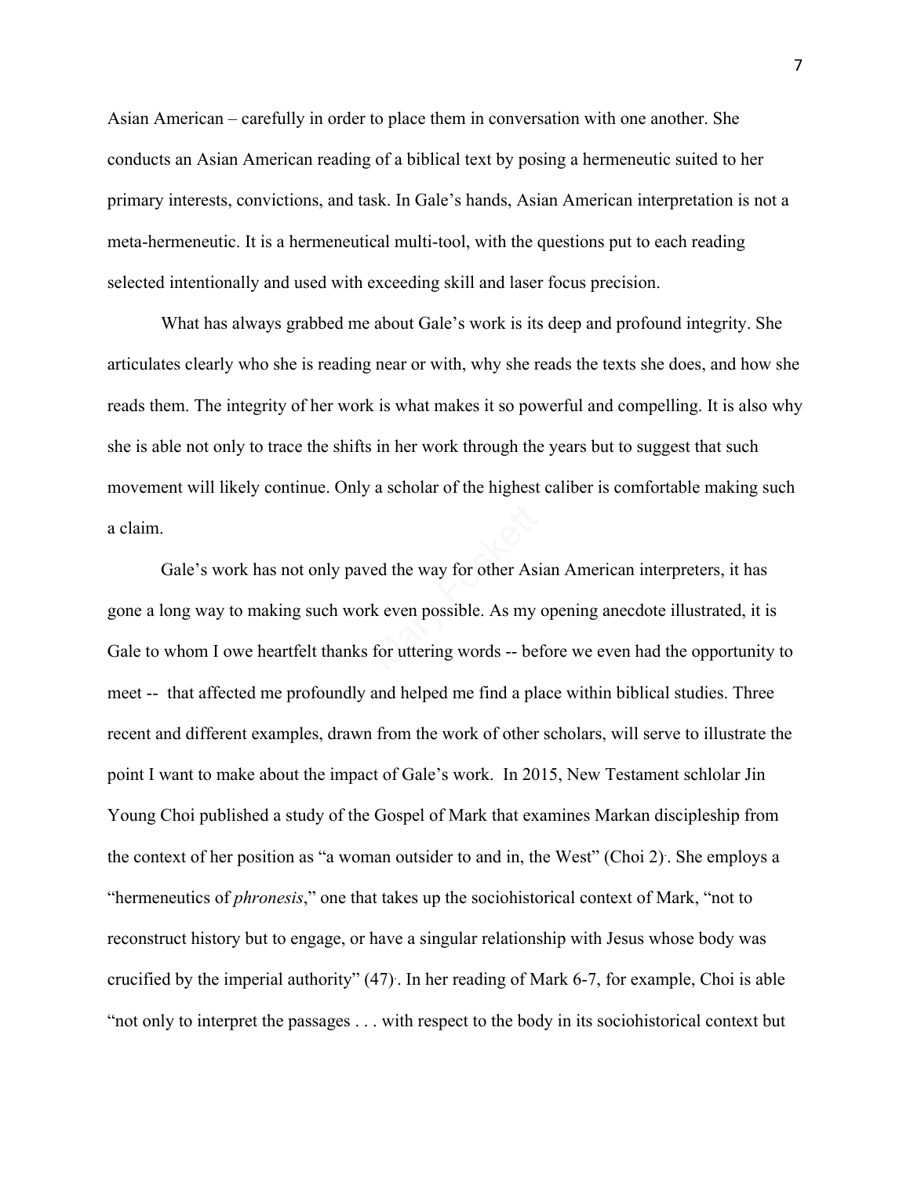Asian American – carefully in order to place them in conversation with one another. She conducts an Asian American reading of a biblical text by posing a hermeneutic suited to her primary interests, convictions, and task. In Gale's hands, Asian American interpretation is not a meta-hermeneutic. It is a hermeneutical multi-tool, with the questions put to each reading selected intentionally and used with exceeding skill and laser focus precision.

What has always grabbed me about Gale's work is its deep and profound integrity. She articulates clearly who she is reading near or with, why she reads the texts she does, and how she reads them. The integrity of her work is what makes it so powerful and compelling. It is also why she is able not only to trace the shifts in her work through the years but to suggest that such movement will likely continue. Only a scholar of the highest caliber is comfortable making such a claim.

Gale's work has not only paved the way for other Asian American interpreters, it has gone a long way to making such work even possible. As my opening anecdote illustrated, it is Gale to whom I owe heartfelt thanks for uttering words -- before we even had the opportunity to meet -- that affected me profoundly and helped me find a place within biblical studies. Three recent and different examples, drawn from the work of other scholars, will serve to illustrate the point I want to make about the impact of Gale's work. In 2015, New Testament schlolar Jin Young Choi published a study of the Gospel of Mark that examines Markan discipleship from the context of her position as "a woman outsider to and in, the West" (Choi 2). She employs a "hermeneutics of *phronesis*," one that takes up the sociohistorical context of Mark, "not to reconstruct history but to engage, or have a singular relationship with Jesus whose body was crucified by the imperial authority" (47). In her reading of Mark 6-7, for example, Choi is able "not only to interpret the passages . . . with respect to the body in its sociohistorical context but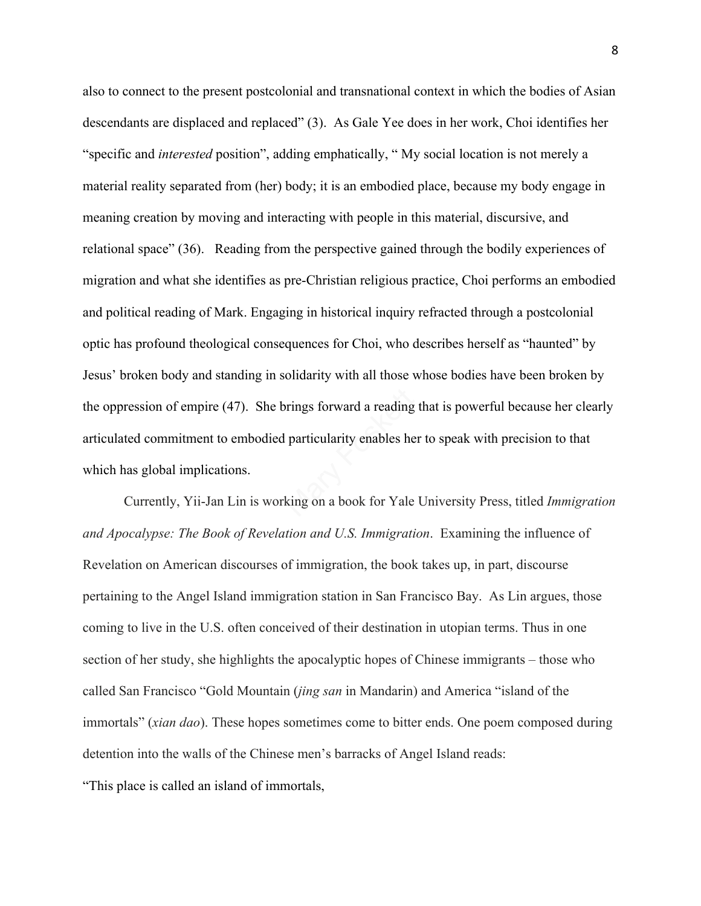also to connect to the present postcolonial and transnational context in which the bodies of Asian descendants are displaced and replaced" (3). As Gale Yee does in her work, Choi identifies her "specific and *interested* position", adding emphatically, " My social location is not merely a material reality separated from (her) body; it is an embodied place, because my body engage in meaning creation by moving and interacting with people in this material, discursive, and relational space" (36). Reading from the perspective gained through the bodily experiences of migration and what she identifies as pre-Christian religious practice, Choi performs an embodied and political reading of Mark. Engaging in historical inquiry refracted through a postcolonial optic has profound theological consequences for Choi, who describes herself as "haunted" by Jesus' broken body and standing in solidarity with all those whose bodies have been broken by the oppression of empire (47). She brings forward a reading that is powerful because her clearly articulated commitment to embodied particularity enables her to speak with precision to that which has global implications.

Currently, Yii-Jan Lin is working on a book for Yale University Press, titled *Immigration and Apocalypse: The Book of Revelation and U.S. Immigration*. Examining the influence of Revelation on American discourses of immigration, the book takes up, in part, discourse pertaining to the Angel Island immigration station in San Francisco Bay. As Lin argues, those coming to live in the U.S. often conceived of their destination in utopian terms. Thus in one section of her study, she highlights the apocalyptic hopes of Chinese immigrants – those who called San Francisco "Gold Mountain (*jing san* in Mandarin) and America "island of the immortals" (*xian dao*). These hopes sometimes come to bitter ends. One poem composed during detention into the walls of the Chinese men's barracks of Angel Island reads:

"This place is called an island of immortals,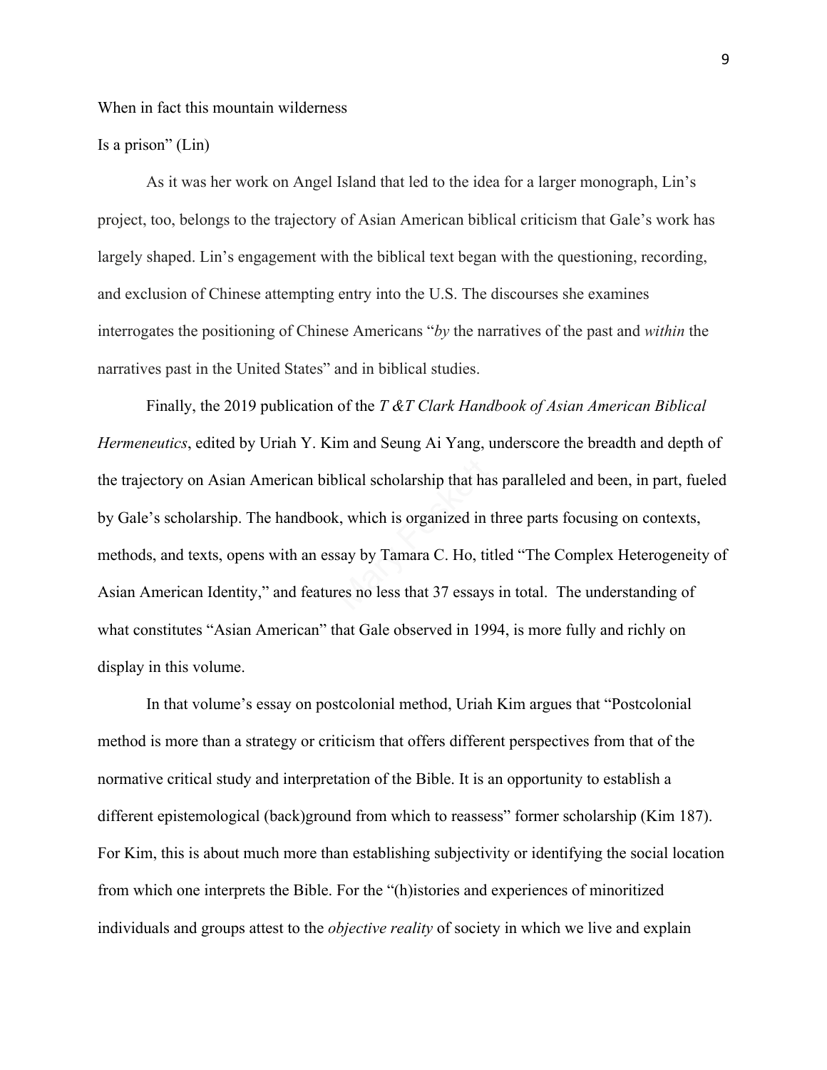When in fact this mountain wilderness

Is a prison" (Lin)

As it was her work on Angel Island that led to the idea for a larger monograph, Lin's project, too, belongs to the trajectory of Asian American biblical criticism that Gale's work has largely shaped. Lin's engagement with the biblical text began with the questioning, recording, and exclusion of Chinese attempting entry into the U.S. The discourses she examines interrogates the positioning of Chinese Americans "*by* the narratives of the past and *within* the narratives past in the United States" and in biblical studies.

Finally, the 2019 publication of the *T &T Clark Handbook of Asian American Biblical Hermeneutics*, edited by Uriah Y. Kim and Seung Ai Yang, underscore the breadth and depth of the trajectory on Asian American biblical scholarship that has paralleled and been, in part, fueled by Gale's scholarship. The handbook, which is organized in three parts focusing on contexts, methods, and texts, opens with an essay by Tamara C. Ho, titled "The Complex Heterogeneity of Asian American Identity," and features no less that 37 essays in total. The understanding of what constitutes "Asian American" that Gale observed in 1994, is more fully and richly on display in this volume.

In that volume's essay on postcolonial method, Uriah Kim argues that "Postcolonial method is more than a strategy or criticism that offers different perspectives from that of the normative critical study and interpretation of the Bible. It is an opportunity to establish a different epistemological (back)ground from which to reassess" former scholarship (Kim 187). For Kim, this is about much more than establishing subjectivity or identifying the social location from which one interprets the Bible. For the "(h)istories and experiences of minoritized individuals and groups attest to the *objective reality* of society in which we live and explain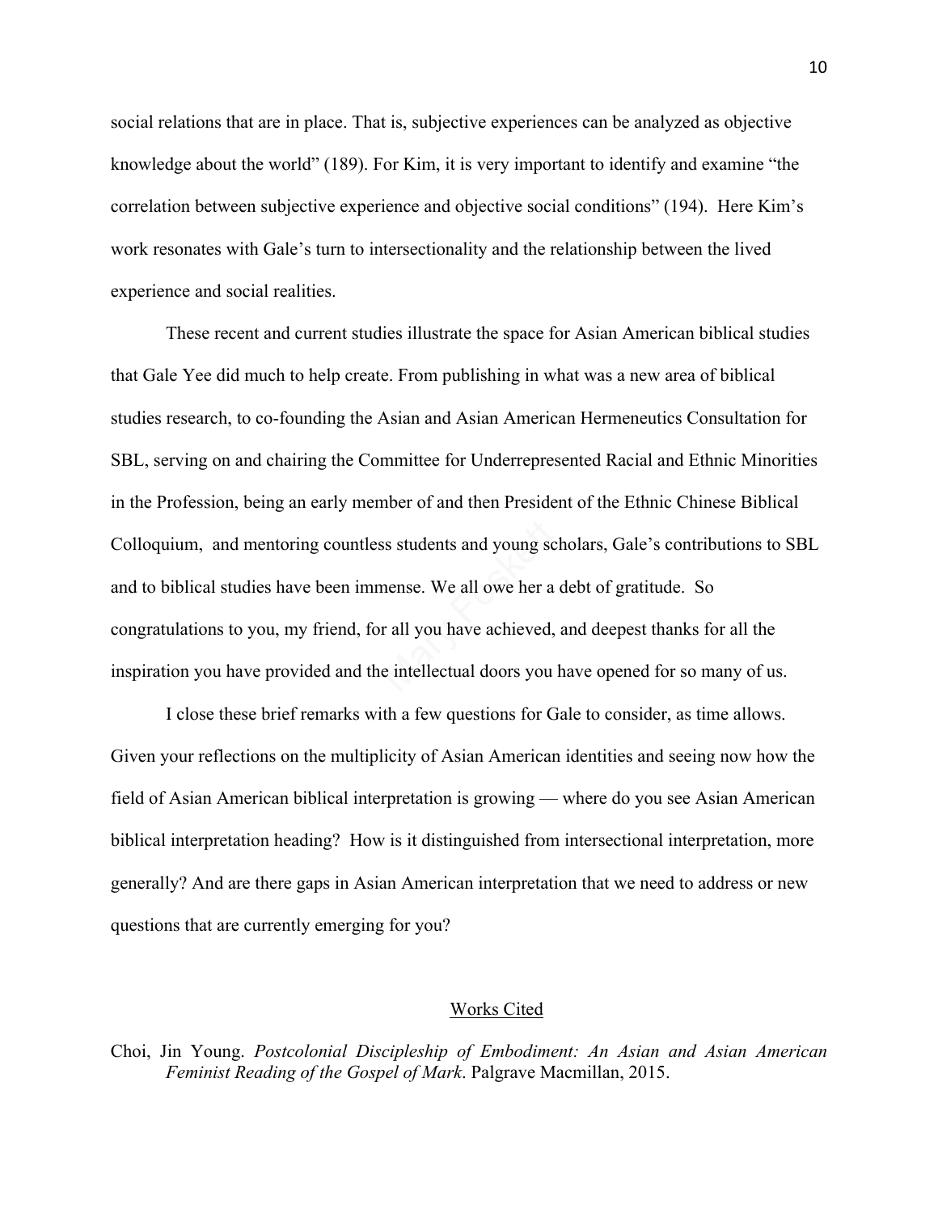social relations that are in place. That is, subjective experiences can be analyzed as objective knowledge about the world" (189). For Kim, it is very important to identify and examine "the correlation between subjective experience and objective social conditions" (194). Here Kim's work resonates with Gale's turn to intersectionality and the relationship between the lived experience and social realities.

These recent and current studies illustrate the space for Asian American biblical studies that Gale Yee did much to help create. From publishing in what was a new area of biblical studies research, to co-founding the Asian and Asian American Hermeneutics Consultation for SBL, serving on and chairing the Committee for Underrepresented Racial and Ethnic Minorities in the Profession, being an early member of and then President of the Ethnic Chinese Biblical Colloquium, and mentoring countless students and young scholars, Gale's contributions to SBL and to biblical studies have been immense. We all owe her a debt of gratitude. So congratulations to you, my friend, for all you have achieved, and deepest thanks for all the inspiration you have provided and the intellectual doors you have opened for so many of us.

I close these brief remarks with a few questions for Gale to consider, as time allows. Given your reflections on the multiplicity of Asian American identities and seeing now how the field of Asian American biblical interpretation is growing — where do you see Asian American biblical interpretation heading? How is it distinguished from intersectional interpretation, more generally? And are there gaps in Asian American interpretation that we need to address or new questions that are currently emerging for you?

## Works Cited

Choi, Jin Young. *Postcolonial Discipleship of Embodiment: An Asian and Asian American Feminist Reading of the Gospel of Mark*. Palgrave Macmillan, 2015.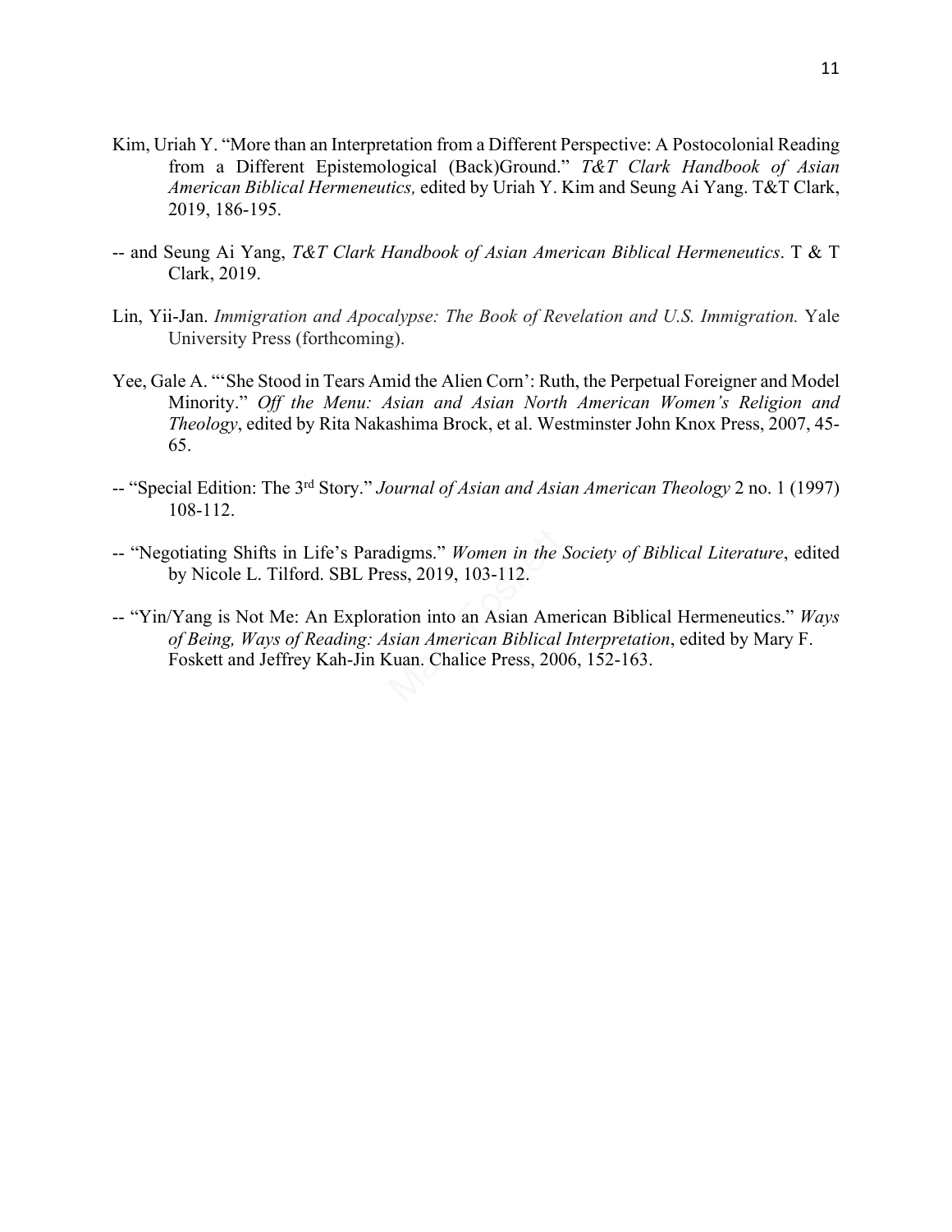Kim, Uriah Y. "More than an Interpretation from a Different Perspective: A Postocolonial Reading from a Different Epistemological (Back)Ground." *T&T Clark Handbook of Asian American Biblical Hermeneutics,* edited by Uriah Y. Kim and Seung Ai Yang. T&T Clark, 2019, 186-195.

-- and Seung Ai Yang, *T&T Clark Handbook of Asian American Biblical Hermeneutics*. T & T Clark, 2019.

Lin, Yii-Jan. *Immigration and Apocalypse: The Book of Revelation and U.S. Immigration.* Yale University Press (forthcoming).

Yee, Gale A. "'She Stood in Tears Amid the Alien Corn': Ruth, the Perpetual Foreigner and Model Minority." *Off the Menu: Asian and Asian North American Women's Religion and Theology*, edited by Rita Nakashima Brock, et al. Westminster John Knox Press, 2007, 45-65.

-- "Special Edition: The 3rd Story." *Journal of Asian and Asian American Theology* 2 no. 1 (1997) 108-112.

-- "Negotiating Shifts in Life's Paradigms." *Women in the Society of Biblical Literature*, edited by Nicole L. Tilford. SBL Press, 2019, 103-112.

-- "Yin/Yang is Not Me: An Exploration into an Asian American Biblical Hermeneutics." *Ways of Being, Ways of Reading: Asian American Biblical Interpretation*, edited by Mary F. Foskett and Jeffrey Kah-Jin Kuan. Chalice Press, 2006, 152-163.